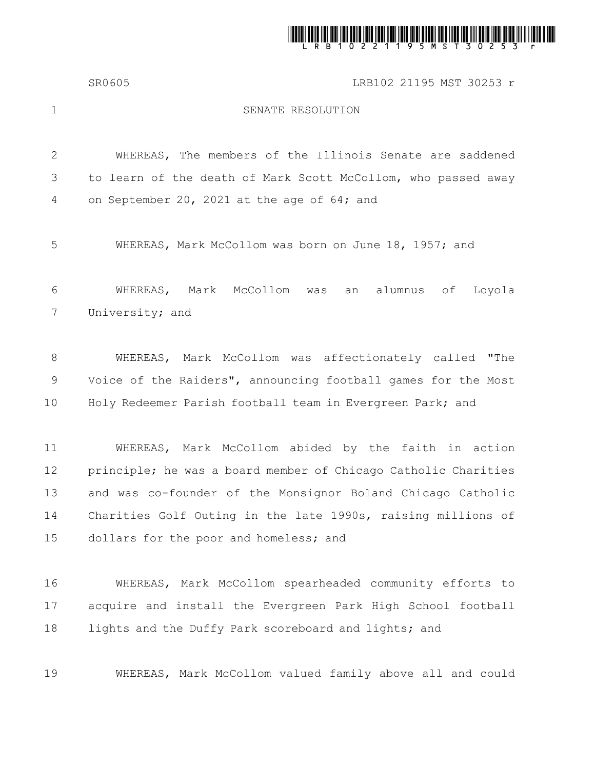SR0605 LRB102 21195 MST 30253 r

SENATE RESOLUTION

WHEREAS, The members of the Illinois Senate are saddened to learn of the death of Mark Scott McCollom, who passed away on September 20, 2021 at the age of 64; and

WHEREAS, Mark McCollom was born on June 18, 1957; and

WHEREAS, Mark McCollom was an alumnus of Loyola University; and

WHEREAS, Mark McCollom was affectionately called "The Voice of the Raiders", announcing football games for the Most Holy Redeemer Parish football team in Evergreen Park; and

WHEREAS, Mark McCollom abided by the faith in action principle; he was a board member of Chicago Catholic Charities and was co-founder of the Monsignor Boland Chicago Catholic Charities Golf Outing in the late 1990s, raising millions of dollars for the poor and homeless; and

WHEREAS, Mark McCollom spearheaded community efforts to acquire and install the Evergreen Park High School football lights and the Duffy Park scoreboard and lights; and

WHEREAS, Mark McCollom valued family above all and could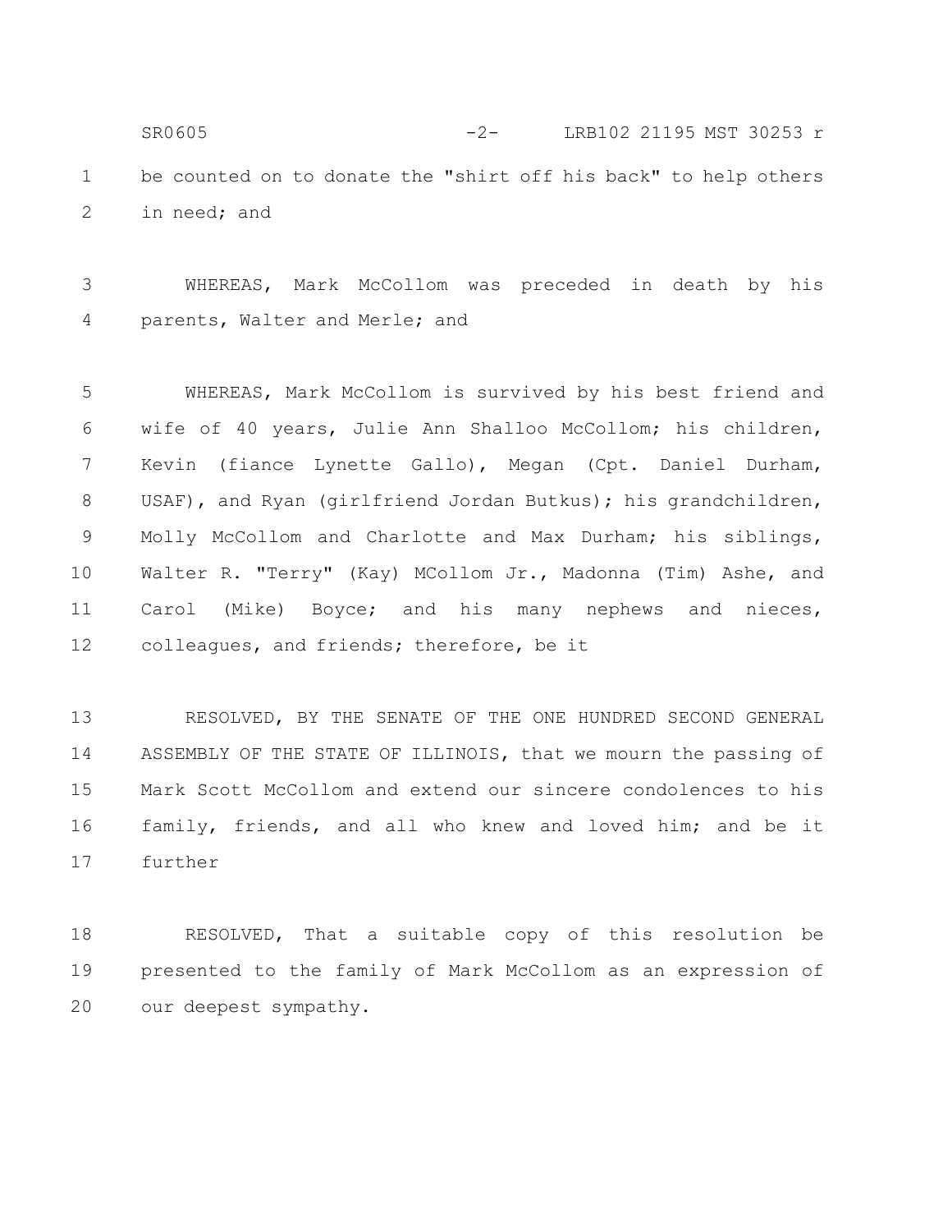be counted on to donate the "shirt off his back" to help others in need; and

WHEREAS, Mark McCollom was preceded in death by his parents, Walter and Merle; and

WHEREAS, Mark McCollom is survived by his best friend and wife of 40 years, Julie Ann Shalloo McCollom; his children, Kevin (fiance Lynette Gallo), Megan (Cpt. Daniel Durham, USAF), and Ryan (girlfriend Jordan Butkus); his grandchildren, Molly McCollom and Charlotte and Max Durham; his siblings, Walter R. "Terry" (Kay) MCollom Jr., Madonna (Tim) Ashe, and Carol (Mike) Boyce; and his many nephews and nieces, colleagues, and friends; therefore, be it

RESOLVED, BY THE SENATE OF THE ONE HUNDRED SECOND GENERAL ASSEMBLY OF THE STATE OF ILLINOIS, that we mourn the passing of Mark Scott McCollom and extend our sincere condolences to his family, friends, and all who knew and loved him; and be it further

RESOLVED, That a suitable copy of this resolution be presented to the family of Mark McCollom as an expression of our deepest sympathy.